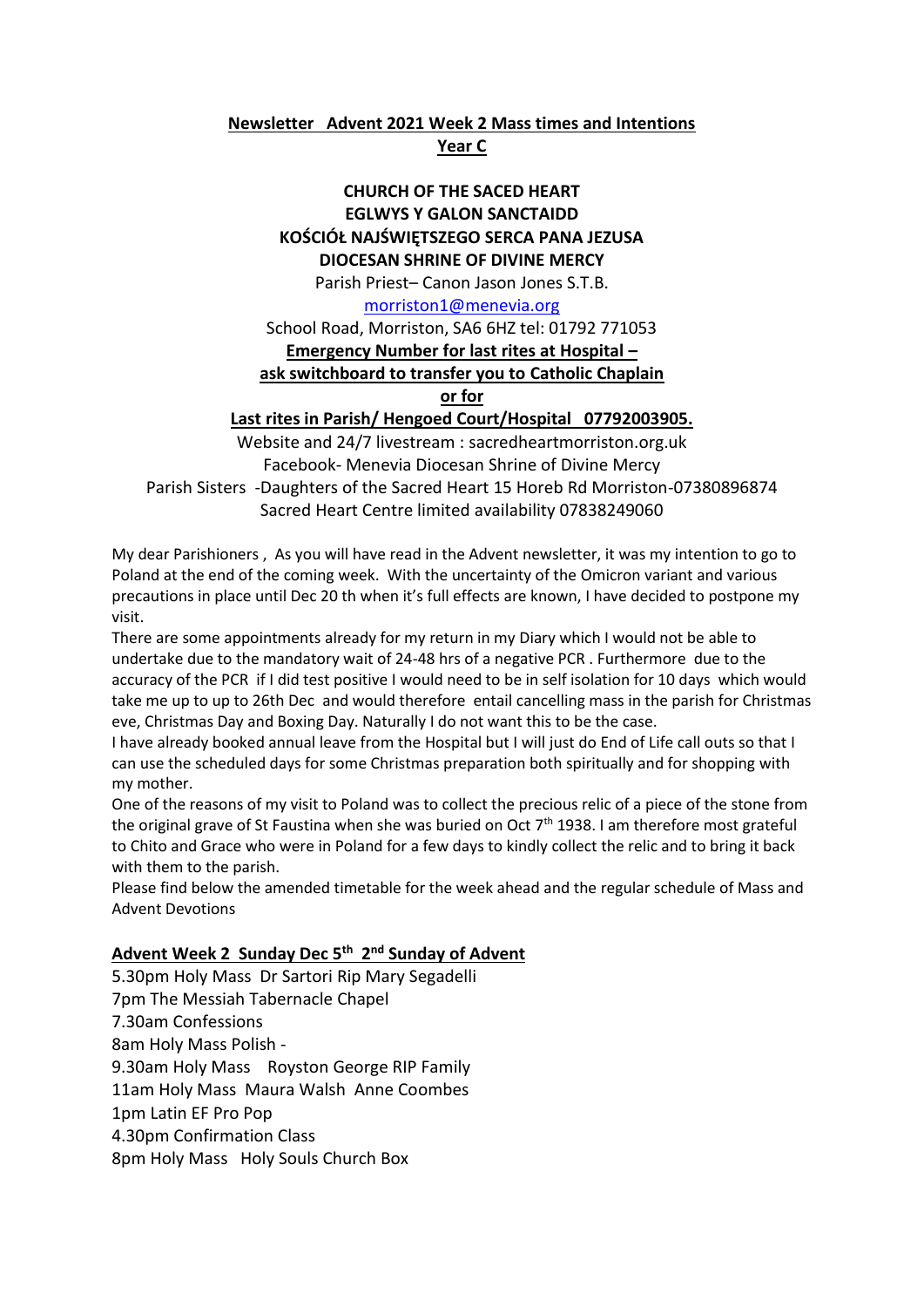**Newsletter Advent 2021 Week 2 Mass times and Intentions**

**Year C**

**CHURCH OF THE SACED HEART**

**EGLWYS Y GALON SANCTAIDD**

**KOŚCIÓŁ NAJŚWIĘTSZEGO SERCA PANA JEZUSA**

**DIOCESAN SHRINE OF DIVINE MERCY**

Parish Priest– Canon Jason Jones S.T.B.

morriston1@menevia.org

School Road, Morriston, SA6 6HZ tel: 01792 771053

**Emergency Number for last rites at Hospital –**

**ask switchboard to transfer you to Catholic Chaplain**

**or for**

**Last rites in Parish/ Hengoed Court/Hospital 07792003905.**

Website and 24/7 livestream : sacredheartmorriston.org.uk

Facebook- Menevia Diocesan Shrine of Divine Mercy

Parish Sisters -Daughters of the Sacred Heart 15 Horeb Rd Morriston-07380896874

Sacred Heart Centre limited availability 07838249060

My dear Parishioners , As you will have read in the Advent newsletter, it was my intention to go to Poland at the end of the coming week. With the uncertainty of the Omicron variant and various precautions in place until Dec 20 th when it's full effects are known, I have decided to postpone my visit.

There are some appointments already for my return in my Diary which I would not be able to undertake due to the mandatory wait of 24-48 hrs of a negative PCR . Furthermore due to the accuracy of the PCR if I did test positive I would need to be in self isolation for 10 days which would take me up to up to 26th Dec and would therefore entail cancelling mass in the parish for Christmas eve, Christmas Day and Boxing Day. Naturally I do not want this to be the case.

I have already booked annual leave from the Hospital but I will just do End of Life call outs so that I can use the scheduled days for some Christmas preparation both spiritually and for shopping with my mother.

One of the reasons of my visit to Poland was to collect the precious relic of a piece of the stone from the original grave of St Faustina when she was buried on Oct 7th 1938. I am therefore most grateful to Chito and Grace who were in Poland for a few days to kindly collect the relic and to bring it back with them to the parish.

Please find below the amended timetable for the week ahead and the regular schedule of Mass and Advent Devotions

**Advent Week 2 Sunday Dec 5th 2nd Sunday of Advent**

5.30pm Holy Mass Dr Sartori Rip Mary Segadelli

7pm The Messiah Tabernacle Chapel

7.30am Confessions

8am Holy Mass Polish -

9.30am Holy Mass Royston George RIP Family

11am Holy Mass Maura Walsh Anne Coombes

1pm Latin EF Pro Pop

4.30pm Confirmation Class

8pm Holy Mass Holy Souls Church Box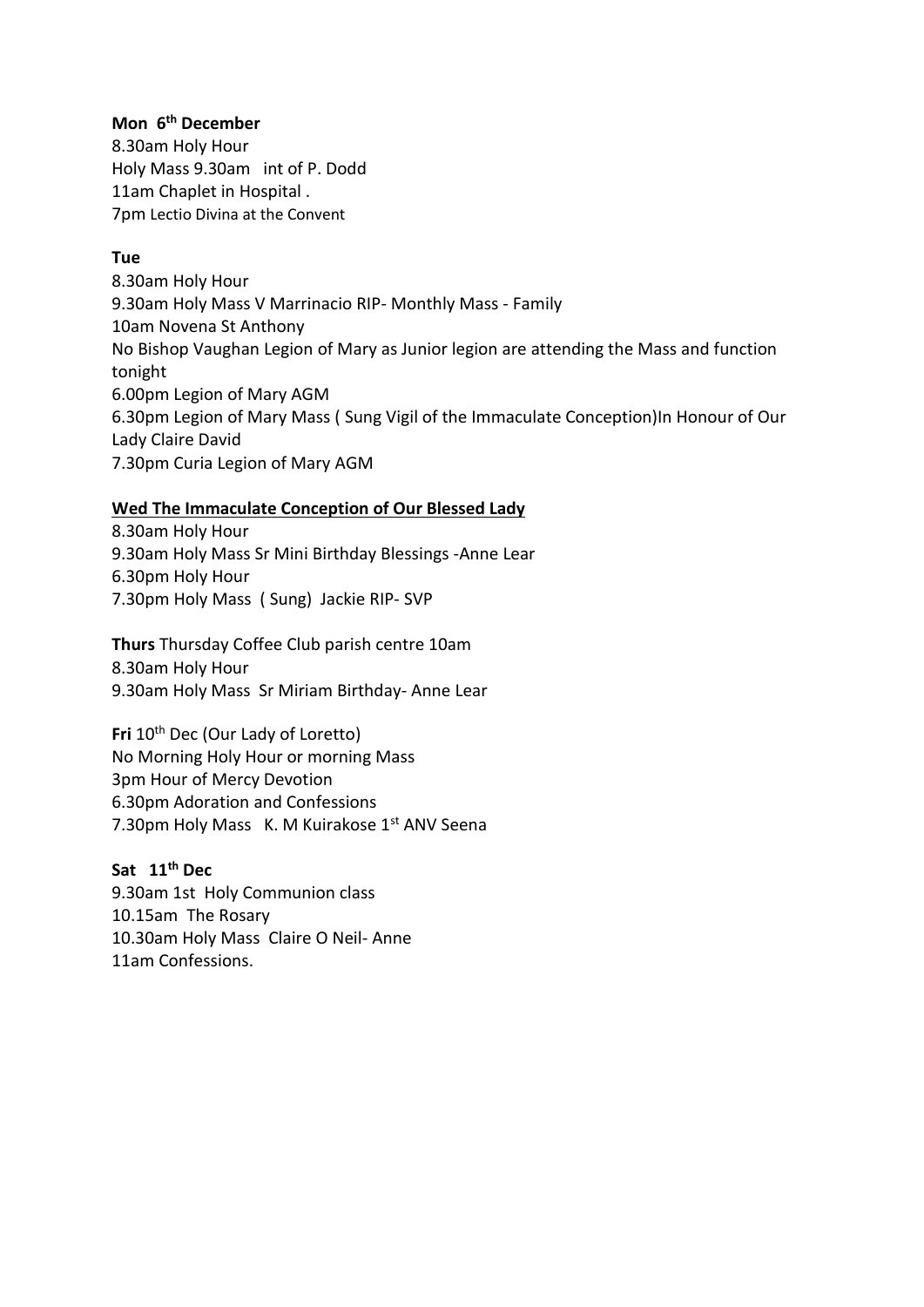**Mon 6th December**
8.30am Holy Hour
Holy Mass 9.30am int of P. Dodd
11am Chaplet in Hospital .
7pm Lectio Divina at the Convent

**Tue**
8.30am Holy Hour
9.30am Holy Mass V Marrinacio RIP- Monthly Mass - Family
10am Novena St Anthony
No Bishop Vaughan Legion of Mary as Junior legion are attending the Mass and function tonight
6.00pm Legion of Mary AGM
6.30pm Legion of Mary Mass ( Sung Vigil of the Immaculate Conception)In Honour of Our Lady Claire David
7.30pm Curia Legion of Mary AGM

<u>**Wed The Immaculate Conception of Our Blessed Lady**</u>
8.30am Holy Hour
9.30am Holy Mass Sr Mini Birthday Blessings -Anne Lear
6.30pm Holy Hour
7.30pm Holy Mass ( Sung) Jackie RIP- SVP

**Thurs** Thursday Coffee Club parish centre 10am
8.30am Holy Hour
9.30am Holy Mass Sr Miriam Birthday- Anne Lear

**Fri** 10th Dec (Our Lady of Loretto)
No Morning Holy Hour or morning Mass
3pm Hour of Mercy Devotion
6.30pm Adoration and Confessions
7.30pm Holy Mass K. M Kuirakose 1st ANV Seena

**Sat 11th Dec**
9.30am 1st Holy Communion class
10.15am The Rosary
10.30am Holy Mass Claire O Neil- Anne
11am Confessions.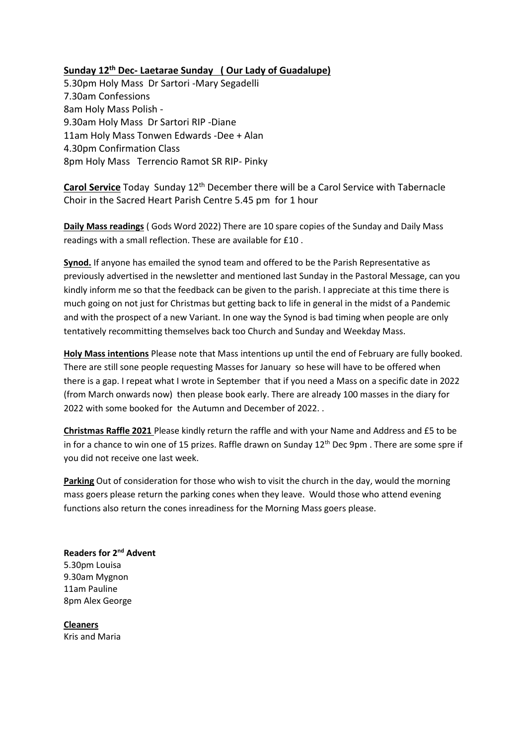**Sunday 12th Dec- Laetarae Sunday ( Our Lady of Guadalupe)**

5.30pm Holy Mass Dr Sartori -Mary Segadelli
7.30am Confessions
8am Holy Mass Polish -
9.30am Holy Mass Dr Sartori RIP -Diane
11am Holy Mass Tonwen Edwards -Dee + Alan
4.30pm Confirmation Class
8pm Holy Mass Terrencio Ramot SR RIP- Pinky

**Carol Service** Today Sunday 12th December there will be a Carol Service with Tabernacle Choir in the Sacred Heart Parish Centre 5.45 pm for 1 hour

**Daily Mass readings** ( Gods Word 2022) There are 10 spare copies of the Sunday and Daily Mass readings with a small reflection. These are available for £10 .

**Synod.** If anyone has emailed the synod team and offered to be the Parish Representative as previously advertised in the newsletter and mentioned last Sunday in the Pastoral Message, can you kindly inform me so that the feedback can be given to the parish. I appreciate at this time there is much going on not just for Christmas but getting back to life in general in the midst of a Pandemic and with the prospect of a new Variant. In one way the Synod is bad timing when people are only tentatively recommitting themselves back too Church and Sunday and Weekday Mass.

**Holy Mass intentions** Please note that Mass intentions up until the end of February are fully booked. There are still sone people requesting Masses for January so hese will have to be offered when there is a gap. I repeat what I wrote in September that if you need a Mass on a specific date in 2022 (from March onwards now) then please book early. There are already 100 masses in the diary for 2022 with some booked for the Autumn and December of 2022. .

**Christmas Raffle 2021** Please kindly return the raffle and with your Name and Address and £5 to be in for a chance to win one of 15 prizes. Raffle drawn on Sunday 12th Dec 9pm . There are some spre if you did not receive one last week.

**Parking** Out of consideration for those who wish to visit the church in the day, would the morning mass goers please return the parking cones when they leave. Would those who attend evening functions also return the cones inreadiness for the Morning Mass goers please.

**Readers for 2nd Advent**

5.30pm Louisa
9.30am Mygnon
11am Pauline
8pm Alex George

**Cleaners**

Kris and Maria